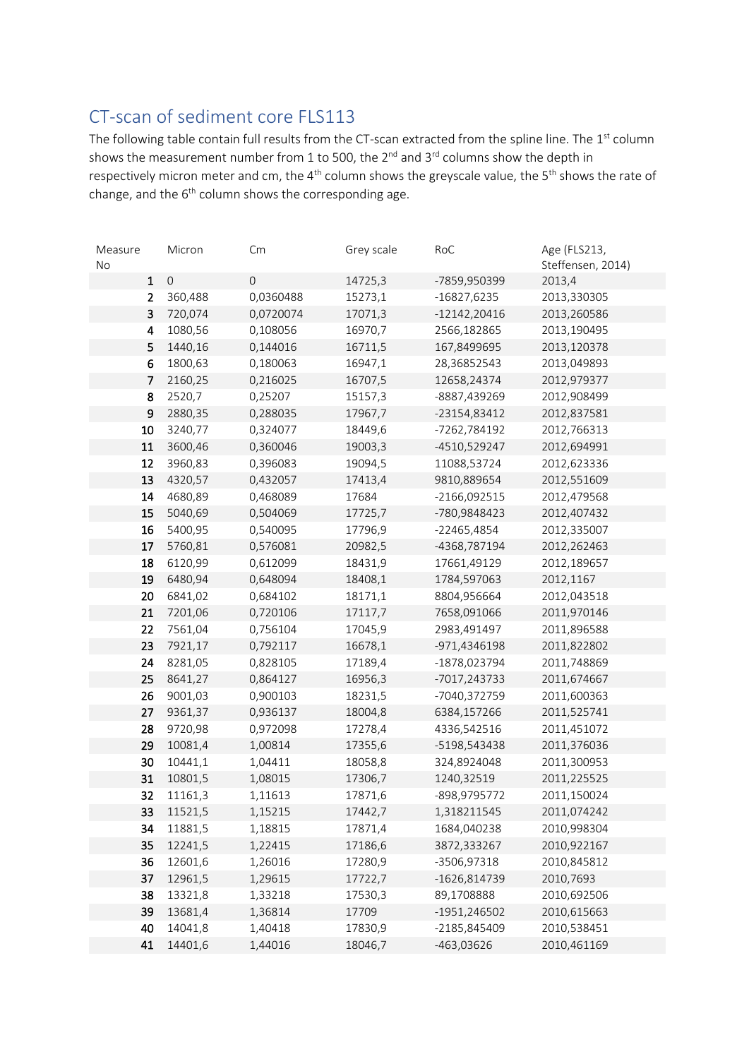## CT-scan of sediment core FLS113

The following table contain full results from the CT-scan extracted from the spline line. The 1st column shows the measurement number from 1 to 500, the 2nd and 3rd columns show the depth in respectively micron meter and cm, the 4th column shows the greyscale value, the 5th shows the rate of change, and the 6th column shows the corresponding age.

| Measure No | Micron | Cm | Grey scale | RoC | Age (FLS213, Steffensen, 2014) |
|---|---|---|---|---|---|
| 1 | 0 | 0 | 14725,3 | -7859,950399 | 2013,4 |
| 2 | 360,488 | 0,0360488 | 15273,1 | -16827,6235 | 2013,330305 |
| 3 | 720,074 | 0,0720074 | 17071,3 | -12142,20416 | 2013,260586 |
| 4 | 1080,56 | 0,108056 | 16970,7 | 2566,182865 | 2013,190495 |
| 5 | 1440,16 | 0,144016 | 16711,5 | 167,8499695 | 2013,120378 |
| 6 | 1800,63 | 0,180063 | 16947,1 | 28,36852543 | 2013,049893 |
| 7 | 2160,25 | 0,216025 | 16707,5 | 12658,24374 | 2012,979377 |
| 8 | 2520,7 | 0,25207 | 15157,3 | -8887,439269 | 2012,908499 |
| 9 | 2880,35 | 0,288035 | 17967,7 | -23154,83412 | 2012,837581 |
| 10 | 3240,77 | 0,324077 | 18449,6 | -7262,784192 | 2012,766313 |
| 11 | 3600,46 | 0,360046 | 19003,3 | -4510,529247 | 2012,694991 |
| 12 | 3960,83 | 0,396083 | 19094,5 | 11088,53724 | 2012,623336 |
| 13 | 4320,57 | 0,432057 | 17413,4 | 9810,889654 | 2012,551609 |
| 14 | 4680,89 | 0,468089 | 17684 | -2166,092515 | 2012,479568 |
| 15 | 5040,69 | 0,504069 | 17725,7 | -780,9848423 | 2012,407432 |
| 16 | 5400,95 | 0,540095 | 17796,9 | -22465,4854 | 2012,335007 |
| 17 | 5760,81 | 0,576081 | 20982,5 | -4368,787194 | 2012,262463 |
| 18 | 6120,99 | 0,612099 | 18431,9 | 17661,49129 | 2012,189657 |
| 19 | 6480,94 | 0,648094 | 18408,1 | 1784,597063 | 2012,1167 |
| 20 | 6841,02 | 0,684102 | 18171,1 | 8804,956664 | 2012,043518 |
| 21 | 7201,06 | 0,720106 | 17117,7 | 7658,091066 | 2011,970146 |
| 22 | 7561,04 | 0,756104 | 17045,9 | 2983,491497 | 2011,896588 |
| 23 | 7921,17 | 0,792117 | 16678,1 | -971,4346198 | 2011,822802 |
| 24 | 8281,05 | 0,828105 | 17189,4 | -1878,023794 | 2011,748869 |
| 25 | 8641,27 | 0,864127 | 16956,3 | -7017,243733 | 2011,674667 |
| 26 | 9001,03 | 0,900103 | 18231,5 | -7040,372759 | 2011,600363 |
| 27 | 9361,37 | 0,936137 | 18004,8 | 6384,157266 | 2011,525741 |
| 28 | 9720,98 | 0,972098 | 17278,4 | 4336,542516 | 2011,451072 |
| 29 | 10081,4 | 1,00814 | 17355,6 | -5198,543438 | 2011,376036 |
| 30 | 10441,1 | 1,04411 | 18058,8 | 324,8924048 | 2011,300953 |
| 31 | 10801,5 | 1,08015 | 17306,7 | 1240,32519 | 2011,225525 |
| 32 | 11161,3 | 1,11613 | 17871,6 | -898,9795772 | 2011,150024 |
| 33 | 11521,5 | 1,15215 | 17442,7 | 1,318211545 | 2011,074242 |
| 34 | 11881,5 | 1,18815 | 17871,4 | 1684,040238 | 2010,998304 |
| 35 | 12241,5 | 1,22415 | 17186,6 | 3872,333267 | 2010,922167 |
| 36 | 12601,6 | 1,26016 | 17280,9 | -3506,97318 | 2010,845812 |
| 37 | 12961,5 | 1,29615 | 17722,7 | -1626,814739 | 2010,7693 |
| 38 | 13321,8 | 1,33218 | 17530,3 | 89,1708888 | 2010,692506 |
| 39 | 13681,4 | 1,36814 | 17709 | -1951,246502 | 2010,615663 |
| 40 | 14041,8 | 1,40418 | 17830,9 | -2185,845409 | 2010,538451 |
| 41 | 14401,6 | 1,44016 | 18046,7 | -463,03626 | 2010,461169 |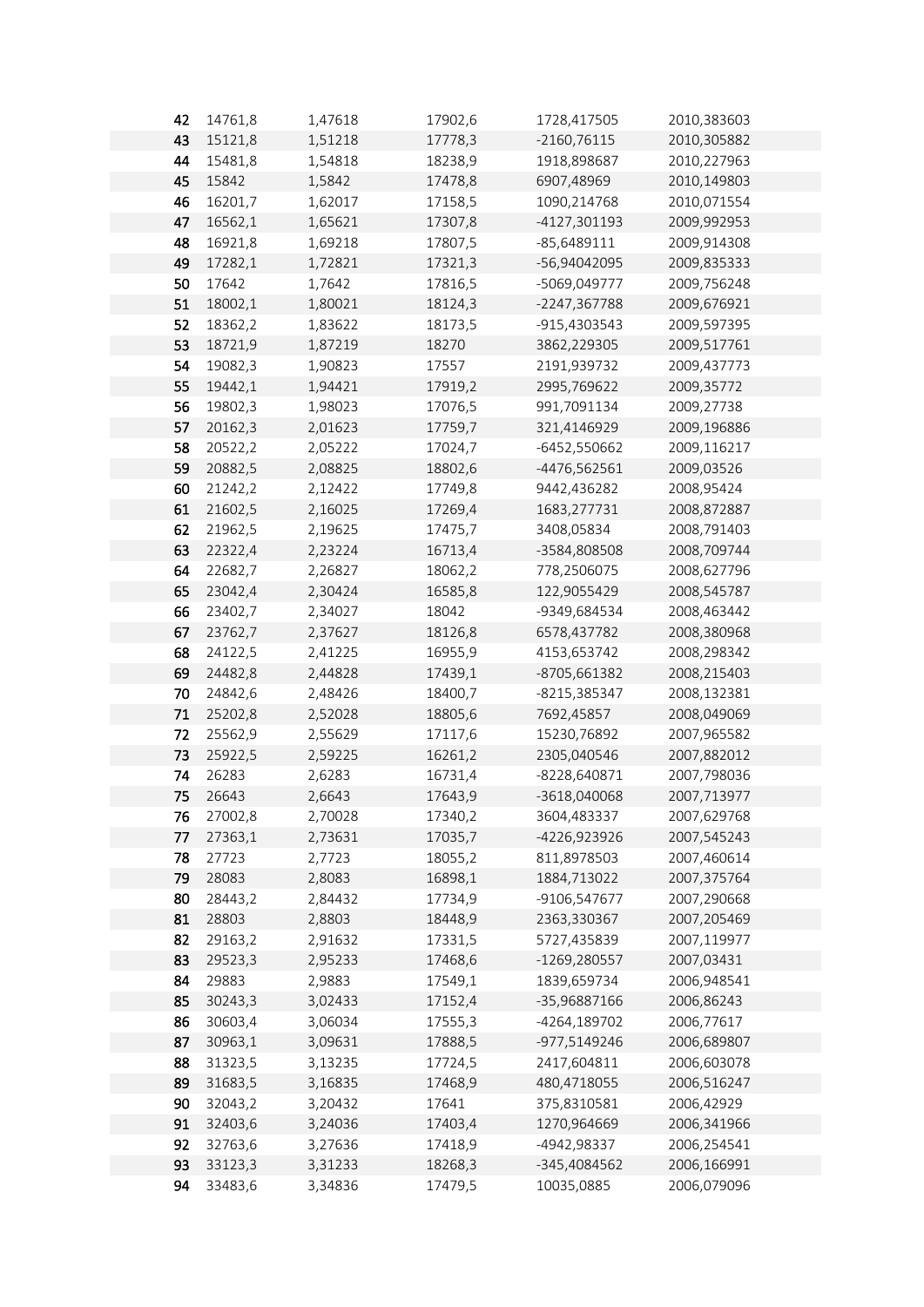| 42 | 14761,8 | 1,47618 | 17902,6 | 1728,417505 | 2010,383603 |
|---|---|---|---|---|---|
| 43 | 15121,8 | 1,51218 | 17778,3 | -2160,76115 | 2010,305882 |
| 44 | 15481,8 | 1,54818 | 18238,9 | 1918,898687 | 2010,227963 |
| 45 | 15842 | 1,5842 | 17478,8 | 6907,48969 | 2010,149803 |
| 46 | 16201,7 | 1,62017 | 17158,5 | 1090,214768 | 2010,071554 |
| 47 | 16562,1 | 1,65621 | 17307,8 | -4127,301193 | 2009,992953 |
| 48 | 16921,8 | 1,69218 | 17807,5 | -85,6489111 | 2009,914308 |
| 49 | 17282,1 | 1,72821 | 17321,3 | -56,94042095 | 2009,835333 |
| 50 | 17642 | 1,7642 | 17816,5 | -5069,049777 | 2009,756248 |
| 51 | 18002,1 | 1,80021 | 18124,3 | -2247,367788 | 2009,676921 |
| 52 | 18362,2 | 1,83622 | 18173,5 | -915,4303543 | 2009,597395 |
| 53 | 18721,9 | 1,87219 | 18270 | 3862,229305 | 2009,517761 |
| 54 | 19082,3 | 1,90823 | 17557 | 2191,939732 | 2009,437773 |
| 55 | 19442,1 | 1,94421 | 17919,2 | 2995,769622 | 2009,35772 |
| 56 | 19802,3 | 1,98023 | 17076,5 | 991,7091134 | 2009,27738 |
| 57 | 20162,3 | 2,01623 | 17759,7 | 321,4146929 | 2009,196886 |
| 58 | 20522,2 | 2,05222 | 17024,7 | -6452,550662 | 2009,116217 |
| 59 | 20882,5 | 2,08825 | 18802,6 | -4476,562561 | 2009,03526 |
| 60 | 21242,2 | 2,12422 | 17749,8 | 9442,436282 | 2008,95424 |
| 61 | 21602,5 | 2,16025 | 17269,4 | 1683,277731 | 2008,872887 |
| 62 | 21962,5 | 2,19625 | 17475,7 | 3408,05834 | 2008,791403 |
| 63 | 22322,4 | 2,23224 | 16713,4 | -3584,808508 | 2008,709744 |
| 64 | 22682,7 | 2,26827 | 18062,2 | 778,2506075 | 2008,627796 |
| 65 | 23042,4 | 2,30424 | 16585,8 | 122,9055429 | 2008,545787 |
| 66 | 23402,7 | 2,34027 | 18042 | -9349,684534 | 2008,463442 |
| 67 | 23762,7 | 2,37627 | 18126,8 | 6578,437782 | 2008,380968 |
| 68 | 24122,5 | 2,41225 | 16955,9 | 4153,653742 | 2008,298342 |
| 69 | 24482,8 | 2,44828 | 17439,1 | -8705,661382 | 2008,215403 |
| 70 | 24842,6 | 2,48426 | 18400,7 | -8215,385347 | 2008,132381 |
| 71 | 25202,8 | 2,52028 | 18805,6 | 7692,45857 | 2008,049069 |
| 72 | 25562,9 | 2,55629 | 17117,6 | 15230,76892 | 2007,965582 |
| 73 | 25922,5 | 2,59225 | 16261,2 | 2305,040546 | 2007,882012 |
| 74 | 26283 | 2,6283 | 16731,4 | -8228,640871 | 2007,798036 |
| 75 | 26643 | 2,6643 | 17643,9 | -3618,040068 | 2007,713977 |
| 76 | 27002,8 | 2,70028 | 17340,2 | 3604,483337 | 2007,629768 |
| 77 | 27363,1 | 2,73631 | 17035,7 | -4226,923926 | 2007,545243 |
| 78 | 27723 | 2,7723 | 18055,2 | 811,8978503 | 2007,460614 |
| 79 | 28083 | 2,8083 | 16898,1 | 1884,713022 | 2007,375764 |
| 80 | 28443,2 | 2,84432 | 17734,9 | -9106,547677 | 2007,290668 |
| 81 | 28803 | 2,8803 | 18448,9 | 2363,330367 | 2007,205469 |
| 82 | 29163,2 | 2,91632 | 17331,5 | 5727,435839 | 2007,119977 |
| 83 | 29523,3 | 2,95233 | 17468,6 | -1269,280557 | 2007,03431 |
| 84 | 29883 | 2,9883 | 17549,1 | 1839,659734 | 2006,948541 |
| 85 | 30243,3 | 3,02433 | 17152,4 | -35,96887166 | 2006,86243 |
| 86 | 30603,4 | 3,06034 | 17555,3 | -4264,189702 | 2006,77617 |
| 87 | 30963,1 | 3,09631 | 17888,5 | -977,5149246 | 2006,689807 |
| 88 | 31323,5 | 3,13235 | 17724,5 | 2417,604811 | 2006,603078 |
| 89 | 31683,5 | 3,16835 | 17468,9 | 480,4718055 | 2006,516247 |
| 90 | 32043,2 | 3,20432 | 17641 | 375,8310581 | 2006,42929 |
| 91 | 32403,6 | 3,24036 | 17403,4 | 1270,964669 | 2006,341966 |
| 92 | 32763,6 | 3,27636 | 17418,9 | -4942,98337 | 2006,254541 |
| 93 | 33123,3 | 3,31233 | 18268,3 | -345,4084562 | 2006,166991 |
| 94 | 33483,6 | 3,34836 | 17479,5 | 10035,0885 | 2006,079096 |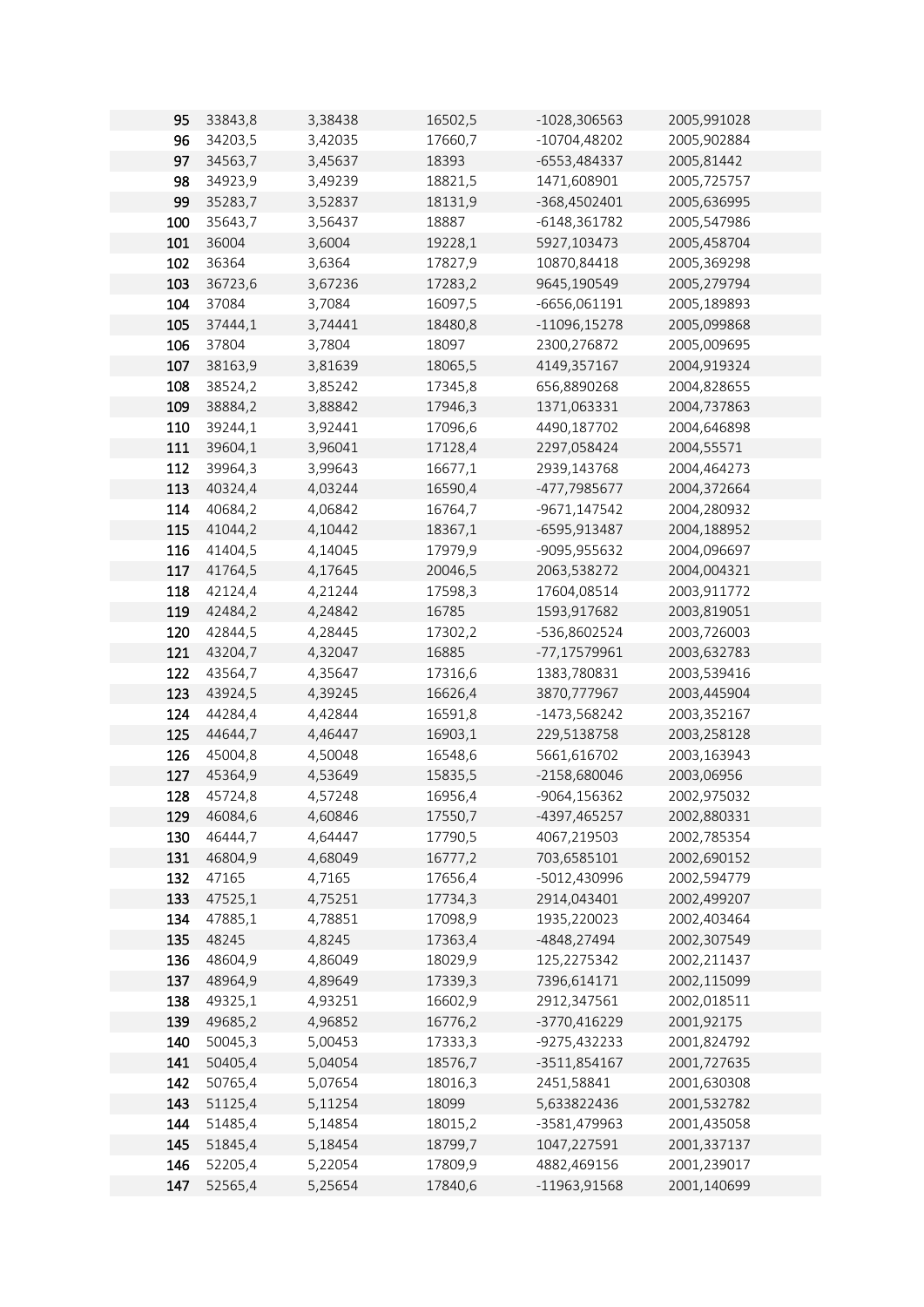| | | | | | |
|---|---|---|---|---|---|
| 95 | 33843,8 | 3,38438 | 16502,5 | -1028,306563 | 2005,991028 |
| 96 | 34203,5 | 3,42035 | 17660,7 | -10704,48202 | 2005,902884 |
| 97 | 34563,7 | 3,45637 | 18393 | -6553,484337 | 2005,81442 |
| 98 | 34923,9 | 3,49239 | 18821,5 | 1471,608901 | 2005,725757 |
| 99 | 35283,7 | 3,52837 | 18131,9 | -368,4502401 | 2005,636995 |
| 100 | 35643,7 | 3,56437 | 18887 | -6148,361782 | 2005,547986 |
| 101 | 36004 | 3,6004 | 19228,1 | 5927,103473 | 2005,458704 |
| 102 | 36364 | 3,6364 | 17827,9 | 10870,84418 | 2005,369298 |
| 103 | 36723,6 | 3,67236 | 17283,2 | 9645,190549 | 2005,279794 |
| 104 | 37084 | 3,7084 | 16097,5 | -6656,061191 | 2005,189893 |
| 105 | 37444,1 | 3,74441 | 18480,8 | -11096,15278 | 2005,099868 |
| 106 | 37804 | 3,7804 | 18097 | 2300,276872 | 2005,009695 |
| 107 | 38163,9 | 3,81639 | 18065,5 | 4149,357167 | 2004,919324 |
| 108 | 38524,2 | 3,85242 | 17345,8 | 656,8890268 | 2004,828655 |
| 109 | 38884,2 | 3,88842 | 17946,3 | 1371,063331 | 2004,737863 |
| 110 | 39244,1 | 3,92441 | 17096,6 | 4490,187702 | 2004,646898 |
| 111 | 39604,1 | 3,96041 | 17128,4 | 2297,058424 | 2004,55571 |
| 112 | 39964,3 | 3,99643 | 16677,1 | 2939,143768 | 2004,464273 |
| 113 | 40324,4 | 4,03244 | 16590,4 | -477,7985677 | 2004,372664 |
| 114 | 40684,2 | 4,06842 | 16764,7 | -9671,147542 | 2004,280932 |
| 115 | 41044,2 | 4,10442 | 18367,1 | -6595,913487 | 2004,188952 |
| 116 | 41404,5 | 4,14045 | 17979,9 | -9095,955632 | 2004,096697 |
| 117 | 41764,5 | 4,17645 | 20046,5 | 2063,538272 | 2004,004321 |
| 118 | 42124,4 | 4,21244 | 17598,3 | 17604,08514 | 2003,911772 |
| 119 | 42484,2 | 4,24842 | 16785 | 1593,917682 | 2003,819051 |
| 120 | 42844,5 | 4,28445 | 17302,2 | -536,8602524 | 2003,726003 |
| 121 | 43204,7 | 4,32047 | 16885 | -77,17579961 | 2003,632783 |
| 122 | 43564,7 | 4,35647 | 17316,6 | 1383,780831 | 2003,539416 |
| 123 | 43924,5 | 4,39245 | 16626,4 | 3870,777967 | 2003,445904 |
| 124 | 44284,4 | 4,42844 | 16591,8 | -1473,568242 | 2003,352167 |
| 125 | 44644,7 | 4,46447 | 16903,1 | 229,5138758 | 2003,258128 |
| 126 | 45004,8 | 4,50048 | 16548,6 | 5661,616702 | 2003,163943 |
| 127 | 45364,9 | 4,53649 | 15835,5 | -2158,680046 | 2003,06956 |
| 128 | 45724,8 | 4,57248 | 16956,4 | -9064,156362 | 2002,975032 |
| 129 | 46084,6 | 4,60846 | 17550,7 | -4397,465257 | 2002,880331 |
| 130 | 46444,7 | 4,64447 | 17790,5 | 4067,219503 | 2002,785354 |
| 131 | 46804,9 | 4,68049 | 16777,2 | 703,6585101 | 2002,690152 |
| 132 | 47165 | 4,7165 | 17656,4 | -5012,430996 | 2002,594779 |
| 133 | 47525,1 | 4,75251 | 17734,3 | 2914,043401 | 2002,499207 |
| 134 | 47885,1 | 4,78851 | 17098,9 | 1935,220023 | 2002,403464 |
| 135 | 48245 | 4,8245 | 17363,4 | -4848,27494 | 2002,307549 |
| 136 | 48604,9 | 4,86049 | 18029,9 | 125,2275342 | 2002,211437 |
| 137 | 48964,9 | 4,89649 | 17339,3 | 7396,614171 | 2002,115099 |
| 138 | 49325,1 | 4,93251 | 16602,9 | 2912,347561 | 2002,018511 |
| 139 | 49685,2 | 4,96852 | 16776,2 | -3770,416229 | 2001,92175 |
| 140 | 50045,3 | 5,00453 | 17333,3 | -9275,432233 | 2001,824792 |
| 141 | 50405,4 | 5,04054 | 18576,7 | -3511,854167 | 2001,727635 |
| 142 | 50765,4 | 5,07654 | 18016,3 | 2451,58841 | 2001,630308 |
| 143 | 51125,4 | 5,11254 | 18099 | 5,633822436 | 2001,532782 |
| 144 | 51485,4 | 5,14854 | 18015,2 | -3581,479963 | 2001,435058 |
| 145 | 51845,4 | 5,18454 | 18799,7 | 1047,227591 | 2001,337137 |
| 146 | 52205,4 | 5,22054 | 17809,9 | 4882,469156 | 2001,239017 |
| 147 | 52565,4 | 5,25654 | 17840,6 | -11963,91568 | 2001,140699 |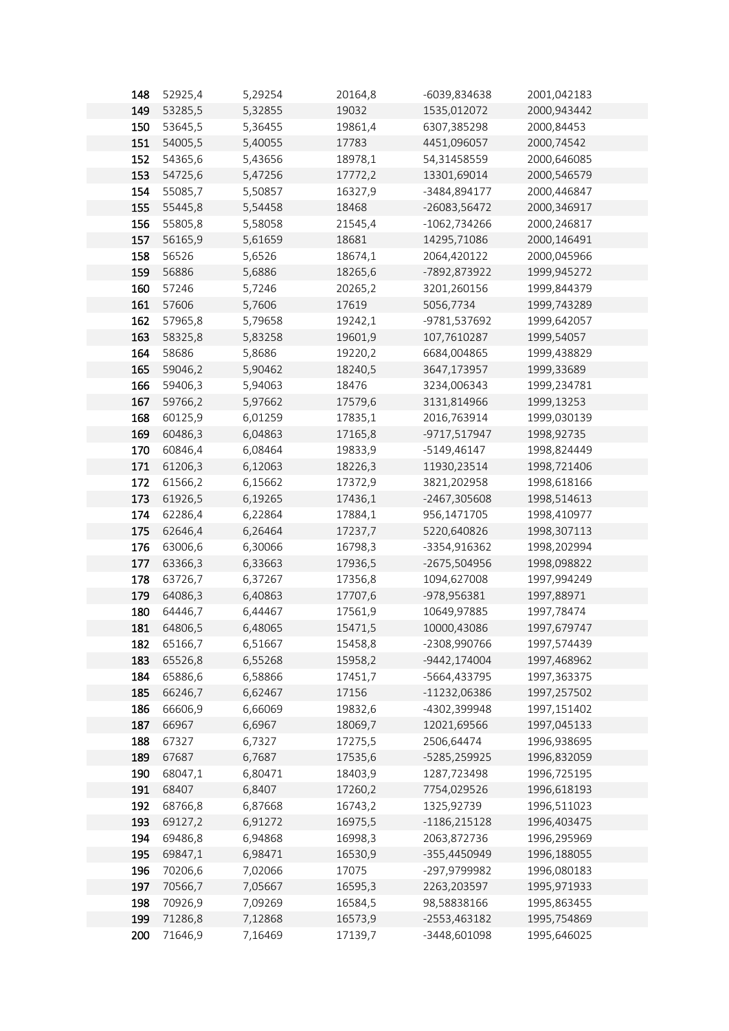| | | | | | |
|---|---|---|---|---|---|
| **148** | 52925,4 | 5,29254 | 20164,8 | -6039,834638 | 2001,042183 |
| **149** | 53285,5 | 5,32855 | 19032 | 1535,012072 | 2000,943442 |
| **150** | 53645,5 | 5,36455 | 19861,4 | 6307,385298 | 2000,84453 |
| **151** | 54005,5 | 5,40055 | 17783 | 4451,096057 | 2000,74542 |
| **152** | 54365,6 | 5,43656 | 18978,1 | 54,31458559 | 2000,646085 |
| **153** | 54725,6 | 5,47256 | 17772,2 | 13301,69014 | 2000,546579 |
| **154** | 55085,7 | 5,50857 | 16327,9 | -3484,894177 | 2000,446847 |
| **155** | 55445,8 | 5,54458 | 18468 | -26083,56472 | 2000,346917 |
| **156** | 55805,8 | 5,58058 | 21545,4 | -1062,734266 | 2000,246817 |
| **157** | 56165,9 | 5,61659 | 18681 | 14295,71086 | 2000,146491 |
| **158** | 56526 | 5,6526 | 18674,1 | 2064,420122 | 2000,045966 |
| **159** | 56886 | 5,6886 | 18265,6 | -7892,873922 | 1999,945272 |
| **160** | 57246 | 5,7246 | 20265,2 | 3201,260156 | 1999,844379 |
| **161** | 57606 | 5,7606 | 17619 | 5056,7734 | 1999,743289 |
| **162** | 57965,8 | 5,79658 | 19242,1 | -9781,537692 | 1999,642057 |
| **163** | 58325,8 | 5,83258 | 19601,9 | 107,7610287 | 1999,54057 |
| **164** | 58686 | 5,8686 | 19220,2 | 6684,004865 | 1999,438829 |
| **165** | 59046,2 | 5,90462 | 18240,5 | 3647,173957 | 1999,33689 |
| **166** | 59406,3 | 5,94063 | 18476 | 3234,006343 | 1999,234781 |
| **167** | 59766,2 | 5,97662 | 17579,6 | 3131,814966 | 1999,13253 |
| **168** | 60125,9 | 6,01259 | 17835,1 | 2016,763914 | 1999,030139 |
| **169** | 60486,3 | 6,04863 | 17165,8 | -9717,517947 | 1998,92735 |
| **170** | 60846,4 | 6,08464 | 19833,9 | -5149,46147 | 1998,824449 |
| **171** | 61206,3 | 6,12063 | 18226,3 | 11930,23514 | 1998,721406 |
| **172** | 61566,2 | 6,15662 | 17372,9 | 3821,202958 | 1998,618166 |
| **173** | 61926,5 | 6,19265 | 17436,1 | -2467,305608 | 1998,514613 |
| **174** | 62286,4 | 6,22864 | 17884,1 | 956,1471705 | 1998,410977 |
| **175** | 62646,4 | 6,26464 | 17237,7 | 5220,640826 | 1998,307113 |
| **176** | 63006,6 | 6,30066 | 16798,3 | -3354,916362 | 1998,202994 |
| **177** | 63366,3 | 6,33663 | 17936,5 | -2675,504956 | 1998,098822 |
| **178** | 63726,7 | 6,37267 | 17356,8 | 1094,627008 | 1997,994249 |
| **179** | 64086,3 | 6,40863 | 17707,6 | -978,956381 | 1997,88971 |
| **180** | 64446,7 | 6,44467 | 17561,9 | 10649,97885 | 1997,78474 |
| **181** | 64806,5 | 6,48065 | 15471,5 | 10000,43086 | 1997,679747 |
| **182** | 65166,7 | 6,51667 | 15458,8 | -2308,990766 | 1997,574439 |
| **183** | 65526,8 | 6,55268 | 15958,2 | -9442,174004 | 1997,468962 |
| **184** | 65886,6 | 6,58866 | 17451,7 | -5664,433795 | 1997,363375 |
| **185** | 66246,7 | 6,62467 | 17156 | -11232,06386 | 1997,257502 |
| **186** | 66606,9 | 6,66069 | 19832,6 | -4302,399948 | 1997,151402 |
| **187** | 66967 | 6,6967 | 18069,7 | 12021,69566 | 1997,045133 |
| **188** | 67327 | 6,7327 | 17275,5 | 2506,64474 | 1996,938695 |
| **189** | 67687 | 6,7687 | 17535,6 | -5285,259925 | 1996,832059 |
| **190** | 68047,1 | 6,80471 | 18403,9 | 1287,723498 | 1996,725195 |
| **191** | 68407 | 6,8407 | 17260,2 | 7754,029526 | 1996,618193 |
| **192** | 68766,8 | 6,87668 | 16743,2 | 1325,92739 | 1996,511023 |
| **193** | 69127,2 | 6,91272 | 16975,5 | -1186,215128 | 1996,403475 |
| **194** | 69486,8 | 6,94868 | 16998,3 | 2063,872736 | 1996,295969 |
| **195** | 69847,1 | 6,98471 | 16530,9 | -355,4450949 | 1996,188055 |
| **196** | 70206,6 | 7,02066 | 17075 | -297,9799982 | 1996,080183 |
| **197** | 70566,7 | 7,05667 | 16595,3 | 2263,203597 | 1995,971933 |
| **198** | 70926,9 | 7,09269 | 16584,5 | 98,58838166 | 1995,863455 |
| **199** | 71286,8 | 7,12868 | 16573,9 | -2553,463182 | 1995,754869 |
| **200** | 71646,9 | 7,16469 | 17139,7 | -3448,601098 | 1995,646025 |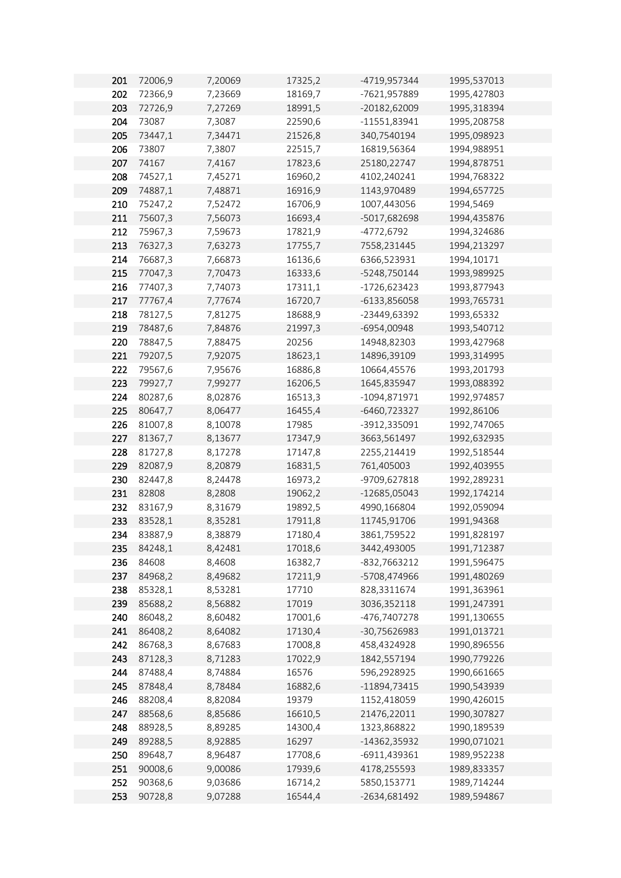| | | | | | |
|---|---|---|---|---|---|
| 201 | 72006,9 | 7,20069 | 17325,2 | -4719,957344 | 1995,537013 |
| 202 | 72366,9 | 7,23669 | 18169,7 | -7621,957889 | 1995,427803 |
| 203 | 72726,9 | 7,27269 | 18991,5 | -20182,62009 | 1995,318394 |
| 204 | 73087 | 7,3087 | 22590,6 | -11551,83941 | 1995,208758 |
| 205 | 73447,1 | 7,34471 | 21526,8 | 340,7540194 | 1995,098923 |
| 206 | 73807 | 7,3807 | 22515,7 | 16819,56364 | 1994,988951 |
| 207 | 74167 | 7,4167 | 17823,6 | 25180,22747 | 1994,878751 |
| 208 | 74527,1 | 7,45271 | 16960,2 | 4102,240241 | 1994,768322 |
| 209 | 74887,1 | 7,48871 | 16916,9 | 1143,970489 | 1994,657725 |
| 210 | 75247,2 | 7,52472 | 16706,9 | 1007,443056 | 1994,5469 |
| 211 | 75607,3 | 7,56073 | 16693,4 | -5017,682698 | 1994,435876 |
| 212 | 75967,3 | 7,59673 | 17821,9 | -4772,6792 | 1994,324686 |
| 213 | 76327,3 | 7,63273 | 17755,7 | 7558,231445 | 1994,213297 |
| 214 | 76687,3 | 7,66873 | 16136,6 | 6366,523931 | 1994,10171 |
| 215 | 77047,3 | 7,70473 | 16333,6 | -5248,750144 | 1993,989925 |
| 216 | 77407,3 | 7,74073 | 17311,1 | -1726,623423 | 1993,877943 |
| 217 | 77767,4 | 7,77674 | 16720,7 | -6133,856058 | 1993,765731 |
| 218 | 78127,5 | 7,81275 | 18688,9 | -23449,63392 | 1993,65332 |
| 219 | 78487,6 | 7,84876 | 21997,3 | -6954,00948 | 1993,540712 |
| 220 | 78847,5 | 7,88475 | 20256 | 14948,82303 | 1993,427968 |
| 221 | 79207,5 | 7,92075 | 18623,1 | 14896,39109 | 1993,314995 |
| 222 | 79567,6 | 7,95676 | 16886,8 | 10664,45576 | 1993,201793 |
| 223 | 79927,7 | 7,99277 | 16206,5 | 1645,835947 | 1993,088392 |
| 224 | 80287,6 | 8,02876 | 16513,3 | -1094,871971 | 1992,974857 |
| 225 | 80647,7 | 8,06477 | 16455,4 | -6460,723327 | 1992,86106 |
| 226 | 81007,8 | 8,10078 | 17985 | -3912,335091 | 1992,747065 |
| 227 | 81367,7 | 8,13677 | 17347,9 | 3663,561497 | 1992,632935 |
| 228 | 81727,8 | 8,17278 | 17147,8 | 2255,214419 | 1992,518544 |
| 229 | 82087,9 | 8,20879 | 16831,5 | 761,405003 | 1992,403955 |
| 230 | 82447,8 | 8,24478 | 16973,2 | -9709,627818 | 1992,289231 |
| 231 | 82808 | 8,2808 | 19062,2 | -12685,05043 | 1992,174214 |
| 232 | 83167,9 | 8,31679 | 19892,5 | 4990,166804 | 1992,059094 |
| 233 | 83528,1 | 8,35281 | 17911,8 | 11745,91706 | 1991,94368 |
| 234 | 83887,9 | 8,38879 | 17180,4 | 3861,759522 | 1991,828197 |
| 235 | 84248,1 | 8,42481 | 17018,6 | 3442,493005 | 1991,712387 |
| 236 | 84608 | 8,4608 | 16382,7 | -832,7663212 | 1991,596475 |
| 237 | 84968,2 | 8,49682 | 17211,9 | -5708,474966 | 1991,480269 |
| 238 | 85328,1 | 8,53281 | 17710 | 828,3311674 | 1991,363961 |
| 239 | 85688,2 | 8,56882 | 17019 | 3036,352118 | 1991,247391 |
| 240 | 86048,2 | 8,60482 | 17001,6 | -476,7407278 | 1991,130655 |
| 241 | 86408,2 | 8,64082 | 17130,4 | -30,75626983 | 1991,013721 |
| 242 | 86768,3 | 8,67683 | 17008,8 | 458,4324928 | 1990,896556 |
| 243 | 87128,3 | 8,71283 | 17022,9 | 1842,557194 | 1990,779226 |
| 244 | 87488,4 | 8,74884 | 16576 | 596,2928925 | 1990,661665 |
| 245 | 87848,4 | 8,78484 | 16882,6 | -11894,73415 | 1990,543939 |
| 246 | 88208,4 | 8,82084 | 19379 | 1152,418059 | 1990,426015 |
| 247 | 88568,6 | 8,85686 | 16610,5 | 21476,22011 | 1990,307827 |
| 248 | 88928,5 | 8,89285 | 14300,4 | 1323,868822 | 1990,189539 |
| 249 | 89288,5 | 8,92885 | 16297 | -14362,35932 | 1990,071021 |
| 250 | 89648,7 | 8,96487 | 17708,6 | -6911,439361 | 1989,952238 |
| 251 | 90008,6 | 9,00086 | 17939,6 | 4178,255593 | 1989,833357 |
| 252 | 90368,6 | 9,03686 | 16714,2 | 5850,153771 | 1989,714244 |
| 253 | 90728,8 | 9,07288 | 16544,4 | -2634,681492 | 1989,594867 |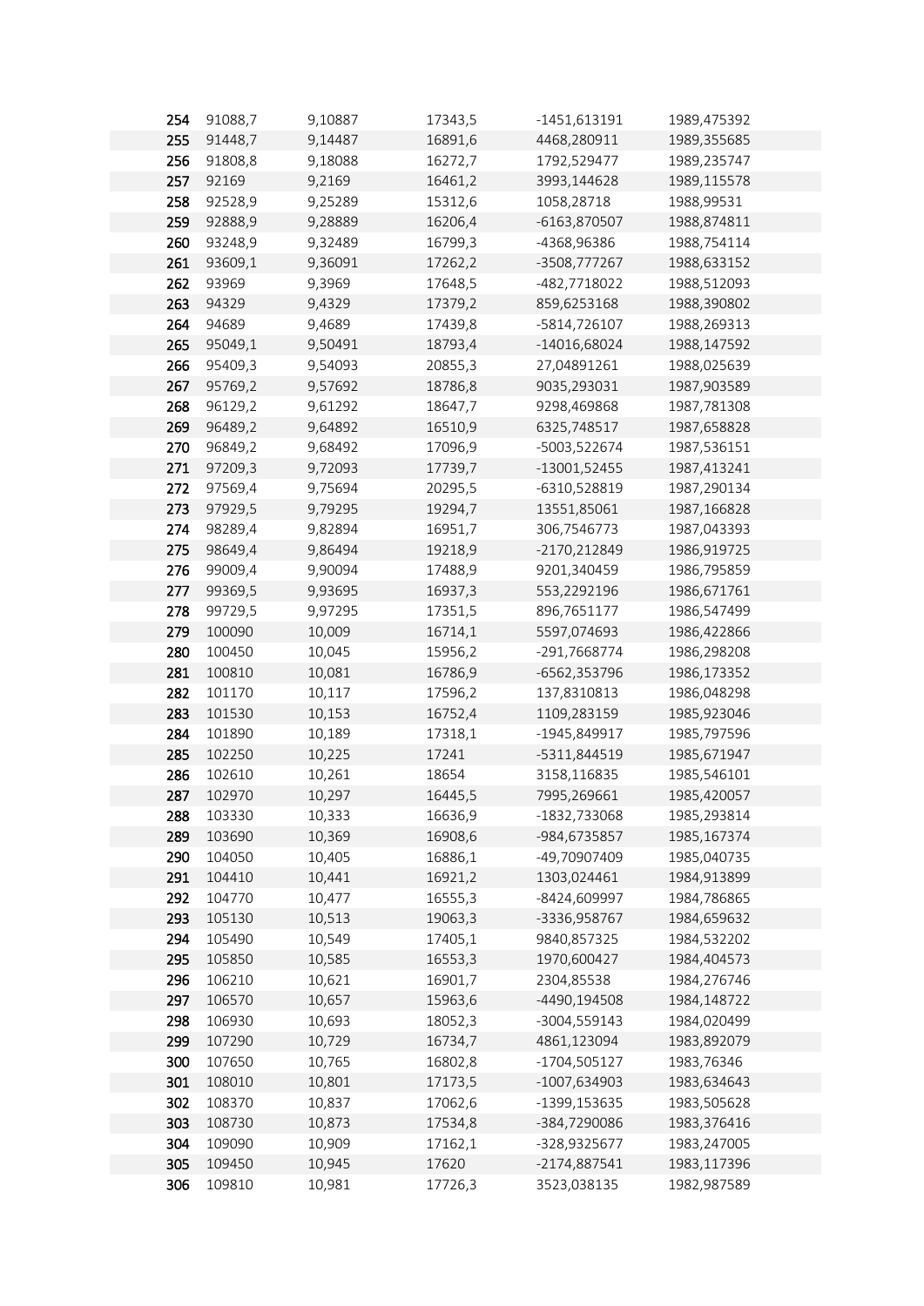| | | | | | |
|---|---|---|---|---|---|
| 254 | 91088,7 | 9,10887 | 17343,5 | -1451,613191 | 1989,475392 |
| 255 | 91448,7 | 9,14487 | 16891,6 | 4468,280911 | 1989,355685 |
| 256 | 91808,8 | 9,18088 | 16272,7 | 1792,529477 | 1989,235747 |
| 257 | 92169 | 9,2169 | 16461,2 | 3993,144628 | 1989,115578 |
| 258 | 92528,9 | 9,25289 | 15312,6 | 1058,28718 | 1988,99531 |
| 259 | 92888,9 | 9,28889 | 16206,4 | -6163,870507 | 1988,874811 |
| 260 | 93248,9 | 9,32489 | 16799,3 | -4368,96386 | 1988,754114 |
| 261 | 93609,1 | 9,36091 | 17262,2 | -3508,777267 | 1988,633152 |
| 262 | 93969 | 9,3969 | 17648,5 | -482,7718022 | 1988,512093 |
| 263 | 94329 | 9,4329 | 17379,2 | 859,6253168 | 1988,390802 |
| 264 | 94689 | 9,4689 | 17439,8 | -5814,726107 | 1988,269313 |
| 265 | 95049,1 | 9,50491 | 18793,4 | -14016,68024 | 1988,147592 |
| 266 | 95409,3 | 9,54093 | 20855,3 | 27,04891261 | 1988,025639 |
| 267 | 95769,2 | 9,57692 | 18786,8 | 9035,293031 | 1987,903589 |
| 268 | 96129,2 | 9,61292 | 18647,7 | 9298,469868 | 1987,781308 |
| 269 | 96489,2 | 9,64892 | 16510,9 | 6325,748517 | 1987,658828 |
| 270 | 96849,2 | 9,68492 | 17096,9 | -5003,522674 | 1987,536151 |
| 271 | 97209,3 | 9,72093 | 17739,7 | -13001,52455 | 1987,413241 |
| 272 | 97569,4 | 9,75694 | 20295,5 | -6310,528819 | 1987,290134 |
| 273 | 97929,5 | 9,79295 | 19294,7 | 13551,85061 | 1987,166828 |
| 274 | 98289,4 | 9,82894 | 16951,7 | 306,7546773 | 1987,043393 |
| 275 | 98649,4 | 9,86494 | 19218,9 | -2170,212849 | 1986,919725 |
| 276 | 99009,4 | 9,90094 | 17488,9 | 9201,340459 | 1986,795859 |
| 277 | 99369,5 | 9,93695 | 16937,3 | 553,2292196 | 1986,671761 |
| 278 | 99729,5 | 9,97295 | 17351,5 | 896,7651177 | 1986,547499 |
| 279 | 100090 | 10,009 | 16714,1 | 5597,074693 | 1986,422866 |
| 280 | 100450 | 10,045 | 15956,2 | -291,7668774 | 1986,298208 |
| 281 | 100810 | 10,081 | 16786,9 | -6562,353796 | 1986,173352 |
| 282 | 101170 | 10,117 | 17596,2 | 137,8310813 | 1986,048298 |
| 283 | 101530 | 10,153 | 16752,4 | 1109,283159 | 1985,923046 |
| 284 | 101890 | 10,189 | 17318,1 | -1945,849917 | 1985,797596 |
| 285 | 102250 | 10,225 | 17241 | -5311,844519 | 1985,671947 |
| 286 | 102610 | 10,261 | 18654 | 3158,116835 | 1985,546101 |
| 287 | 102970 | 10,297 | 16445,5 | 7995,269661 | 1985,420057 |
| 288 | 103330 | 10,333 | 16636,9 | -1832,733068 | 1985,293814 |
| 289 | 103690 | 10,369 | 16908,6 | -984,6735857 | 1985,167374 |
| 290 | 104050 | 10,405 | 16886,1 | -49,70907409 | 1985,040735 |
| 291 | 104410 | 10,441 | 16921,2 | 1303,024461 | 1984,913899 |
| 292 | 104770 | 10,477 | 16555,3 | -8424,609997 | 1984,786865 |
| 293 | 105130 | 10,513 | 19063,3 | -3336,958767 | 1984,659632 |
| 294 | 105490 | 10,549 | 17405,1 | 9840,857325 | 1984,532202 |
| 295 | 105850 | 10,585 | 16553,3 | 1970,600427 | 1984,404573 |
| 296 | 106210 | 10,621 | 16901,7 | 2304,85538 | 1984,276746 |
| 297 | 106570 | 10,657 | 15963,6 | -4490,194508 | 1984,148722 |
| 298 | 106930 | 10,693 | 18052,3 | -3004,559143 | 1984,020499 |
| 299 | 107290 | 10,729 | 16734,7 | 4861,123094 | 1983,892079 |
| 300 | 107650 | 10,765 | 16802,8 | -1704,505127 | 1983,76346 |
| 301 | 108010 | 10,801 | 17173,5 | -1007,634903 | 1983,634643 |
| 302 | 108370 | 10,837 | 17062,6 | -1399,153635 | 1983,505628 |
| 303 | 108730 | 10,873 | 17534,8 | -384,7290086 | 1983,376416 |
| 304 | 109090 | 10,909 | 17162,1 | -328,9325677 | 1983,247005 |
| 305 | 109450 | 10,945 | 17620 | -2174,887541 | 1983,117396 |
| 306 | 109810 | 10,981 | 17726,3 | 3523,038135 | 1982,987589 |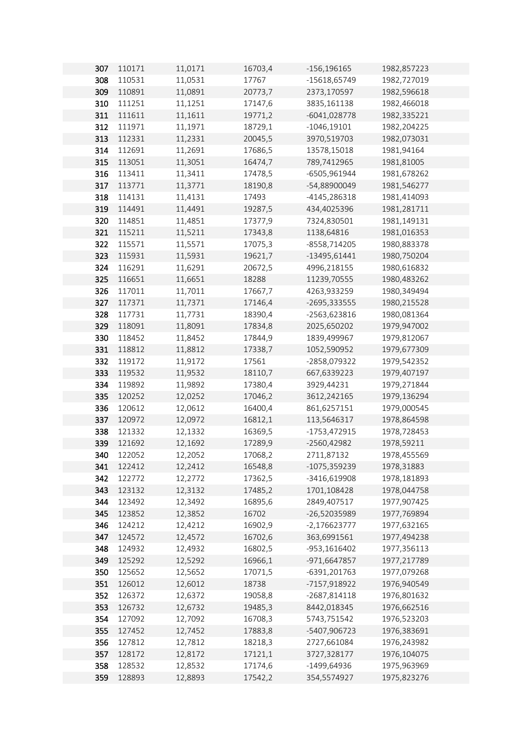| | | | | | |
|---|---|---|---|---|---|
| 307 | 110171 | 11,0171 | 16703,4 | -156,196165 | 1982,857223 |
| 308 | 110531 | 11,0531 | 17767 | -15618,65749 | 1982,727019 |
| 309 | 110891 | 11,0891 | 20773,7 | 2373,170597 | 1982,596618 |
| 310 | 111251 | 11,1251 | 17147,6 | 3835,161138 | 1982,466018 |
| 311 | 111611 | 11,1611 | 19771,2 | -6041,028778 | 1982,335221 |
| 312 | 111971 | 11,1971 | 18729,1 | -1046,19101 | 1982,204225 |
| 313 | 112331 | 11,2331 | 20045,5 | 3970,519703 | 1982,073031 |
| 314 | 112691 | 11,2691 | 17686,5 | 13578,15018 | 1981,94164 |
| 315 | 113051 | 11,3051 | 16474,7 | 789,7412965 | 1981,81005 |
| 316 | 113411 | 11,3411 | 17478,5 | -6505,961944 | 1981,678262 |
| 317 | 113771 | 11,3771 | 18190,8 | -54,88900049 | 1981,546277 |
| 318 | 114131 | 11,4131 | 17493 | -4145,286318 | 1981,414093 |
| 319 | 114491 | 11,4491 | 19287,5 | 434,4025396 | 1981,281711 |
| 320 | 114851 | 11,4851 | 17377,9 | 7324,830501 | 1981,149131 |
| 321 | 115211 | 11,5211 | 17343,8 | 1138,64816 | 1981,016353 |
| 322 | 115571 | 11,5571 | 17075,3 | -8558,714205 | 1980,883378 |
| 323 | 115931 | 11,5931 | 19621,7 | -13495,61441 | 1980,750204 |
| 324 | 116291 | 11,6291 | 20672,5 | 4996,218155 | 1980,616832 |
| 325 | 116651 | 11,6651 | 18288 | 11239,70555 | 1980,483262 |
| 326 | 117011 | 11,7011 | 17667,7 | 4263,933259 | 1980,349494 |
| 327 | 117371 | 11,7371 | 17146,4 | -2695,333555 | 1980,215528 |
| 328 | 117731 | 11,7731 | 18390,4 | -2563,623816 | 1980,081364 |
| 329 | 118091 | 11,8091 | 17834,8 | 2025,650202 | 1979,947002 |
| 330 | 118452 | 11,8452 | 17844,9 | 1839,499967 | 1979,812067 |
| 331 | 118812 | 11,8812 | 17338,7 | 1052,590952 | 1979,677309 |
| 332 | 119172 | 11,9172 | 17561 | -2858,079322 | 1979,542352 |
| 333 | 119532 | 11,9532 | 18110,7 | 667,6339223 | 1979,407197 |
| 334 | 119892 | 11,9892 | 17380,4 | 3929,44231 | 1979,271844 |
| 335 | 120252 | 12,0252 | 17046,2 | 3612,242165 | 1979,136294 |
| 336 | 120612 | 12,0612 | 16400,4 | 861,6257151 | 1979,000545 |
| 337 | 120972 | 12,0972 | 16812,1 | 113,5646317 | 1978,864598 |
| 338 | 121332 | 12,1332 | 16369,5 | -1753,472915 | 1978,728453 |
| 339 | 121692 | 12,1692 | 17289,9 | -2560,42982 | 1978,59211 |
| 340 | 122052 | 12,2052 | 17068,2 | 2711,87132 | 1978,455569 |
| 341 | 122412 | 12,2412 | 16548,8 | -1075,359239 | 1978,31883 |
| 342 | 122772 | 12,2772 | 17362,5 | -3416,619908 | 1978,181893 |
| 343 | 123132 | 12,3132 | 17485,2 | 1701,108428 | 1978,044758 |
| 344 | 123492 | 12,3492 | 16895,6 | 2849,407517 | 1977,907425 |
| 345 | 123852 | 12,3852 | 16702 | -26,52035989 | 1977,769894 |
| 346 | 124212 | 12,4212 | 16902,9 | -2,176623777 | 1977,632165 |
| 347 | 124572 | 12,4572 | 16702,6 | 363,6991561 | 1977,494238 |
| 348 | 124932 | 12,4932 | 16802,5 | -953,1616402 | 1977,356113 |
| 349 | 125292 | 12,5292 | 16966,1 | -971,6647857 | 1977,217789 |
| 350 | 125652 | 12,5652 | 17071,5 | -6391,201763 | 1977,079268 |
| 351 | 126012 | 12,6012 | 18738 | -7157,918922 | 1976,940549 |
| 352 | 126372 | 12,6372 | 19058,8 | -2687,814118 | 1976,801632 |
| 353 | 126732 | 12,6732 | 19485,3 | 8442,018345 | 1976,662516 |
| 354 | 127092 | 12,7092 | 16708,3 | 5743,751542 | 1976,523203 |
| 355 | 127452 | 12,7452 | 17883,8 | -5407,906723 | 1976,383691 |
| 356 | 127812 | 12,7812 | 18218,3 | 2727,661084 | 1976,243982 |
| 357 | 128172 | 12,8172 | 17121,1 | 3727,328177 | 1976,104075 |
| 358 | 128532 | 12,8532 | 17174,6 | -1499,64936 | 1975,963969 |
| 359 | 128893 | 12,8893 | 17542,2 | 354,5574927 | 1975,823276 |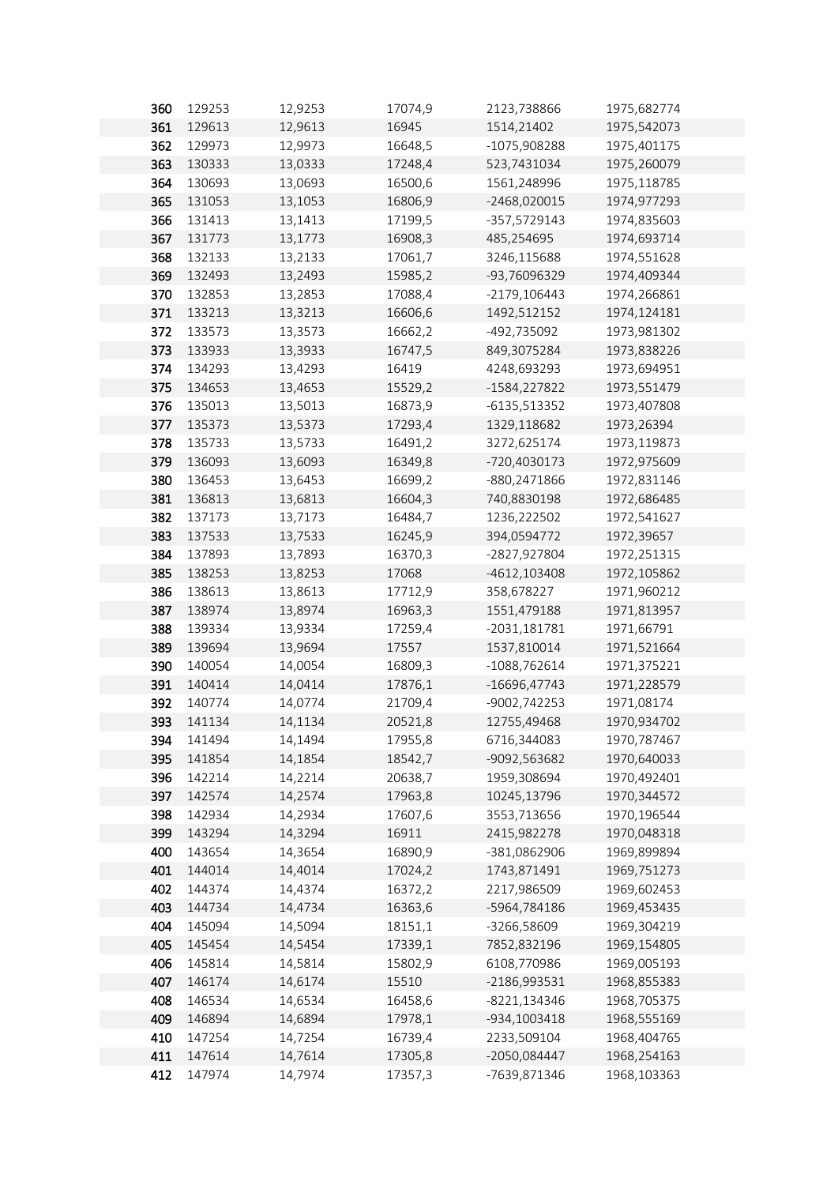| | | | | | |
|---|---|---|---|---|---|
| 360 | 129253 | 12,9253 | 17074,9 | 2123,738866 | 1975,682774 |
| 361 | 129613 | 12,9613 | 16945 | 1514,21402 | 1975,542073 |
| 362 | 129973 | 12,9973 | 16648,5 | -1075,908288 | 1975,401175 |
| 363 | 130333 | 13,0333 | 17248,4 | 523,7431034 | 1975,260079 |
| 364 | 130693 | 13,0693 | 16500,6 | 1561,248996 | 1975,118785 |
| 365 | 131053 | 13,1053 | 16806,9 | -2468,020015 | 1974,977293 |
| 366 | 131413 | 13,1413 | 17199,5 | -357,5729143 | 1974,835603 |
| 367 | 131773 | 13,1773 | 16908,3 | 485,254695 | 1974,693714 |
| 368 | 132133 | 13,2133 | 17061,7 | 3246,115688 | 1974,551628 |
| 369 | 132493 | 13,2493 | 15985,2 | -93,76096329 | 1974,409344 |
| 370 | 132853 | 13,2853 | 17088,4 | -2179,106443 | 1974,266861 |
| 371 | 133213 | 13,3213 | 16606,6 | 1492,512152 | 1974,124181 |
| 372 | 133573 | 13,3573 | 16662,2 | -492,735092 | 1973,981302 |
| 373 | 133933 | 13,3933 | 16747,5 | 849,3075284 | 1973,838226 |
| 374 | 134293 | 13,4293 | 16419 | 4248,693293 | 1973,694951 |
| 375 | 134653 | 13,4653 | 15529,2 | -1584,227822 | 1973,551479 |
| 376 | 135013 | 13,5013 | 16873,9 | -6135,513352 | 1973,407808 |
| 377 | 135373 | 13,5373 | 17293,4 | 1329,118682 | 1973,26394 |
| 378 | 135733 | 13,5733 | 16491,2 | 3272,625174 | 1973,119873 |
| 379 | 136093 | 13,6093 | 16349,8 | -720,4030173 | 1972,975609 |
| 380 | 136453 | 13,6453 | 16699,2 | -880,2471866 | 1972,831146 |
| 381 | 136813 | 13,6813 | 16604,3 | 740,8830198 | 1972,686485 |
| 382 | 137173 | 13,7173 | 16484,7 | 1236,222502 | 1972,541627 |
| 383 | 137533 | 13,7533 | 16245,9 | 394,0594772 | 1972,39657 |
| 384 | 137893 | 13,7893 | 16370,3 | -2827,927804 | 1972,251315 |
| 385 | 138253 | 13,8253 | 17068 | -4612,103408 | 1972,105862 |
| 386 | 138613 | 13,8613 | 17712,9 | 358,678227 | 1971,960212 |
| 387 | 138974 | 13,8974 | 16963,3 | 1551,479188 | 1971,813957 |
| 388 | 139334 | 13,9334 | 17259,4 | -2031,181781 | 1971,66791 |
| 389 | 139694 | 13,9694 | 17557 | 1537,810014 | 1971,521664 |
| 390 | 140054 | 14,0054 | 16809,3 | -1088,762614 | 1971,375221 |
| 391 | 140414 | 14,0414 | 17876,1 | -16696,47743 | 1971,228579 |
| 392 | 140774 | 14,0774 | 21709,4 | -9002,742253 | 1971,08174 |
| 393 | 141134 | 14,1134 | 20521,8 | 12755,49468 | 1970,934702 |
| 394 | 141494 | 14,1494 | 17955,8 | 6716,344083 | 1970,787467 |
| 395 | 141854 | 14,1854 | 18542,7 | -9092,563682 | 1970,640033 |
| 396 | 142214 | 14,2214 | 20638,7 | 1959,308694 | 1970,492401 |
| 397 | 142574 | 14,2574 | 17963,8 | 10245,13796 | 1970,344572 |
| 398 | 142934 | 14,2934 | 17607,6 | 3553,713656 | 1970,196544 |
| 399 | 143294 | 14,3294 | 16911 | 2415,982278 | 1970,048318 |
| 400 | 143654 | 14,3654 | 16890,9 | -381,0862906 | 1969,899894 |
| 401 | 144014 | 14,4014 | 17024,2 | 1743,871491 | 1969,751273 |
| 402 | 144374 | 14,4374 | 16372,2 | 2217,986509 | 1969,602453 |
| 403 | 144734 | 14,4734 | 16363,6 | -5964,784186 | 1969,453435 |
| 404 | 145094 | 14,5094 | 18151,1 | -3266,58609 | 1969,304219 |
| 405 | 145454 | 14,5454 | 17339,1 | 7852,832196 | 1969,154805 |
| 406 | 145814 | 14,5814 | 15802,9 | 6108,770986 | 1969,005193 |
| 407 | 146174 | 14,6174 | 15510 | -2186,993531 | 1968,855383 |
| 408 | 146534 | 14,6534 | 16458,6 | -8221,134346 | 1968,705375 |
| 409 | 146894 | 14,6894 | 17978,1 | -934,1003418 | 1968,555169 |
| 410 | 147254 | 14,7254 | 16739,4 | 2233,509104 | 1968,404765 |
| 411 | 147614 | 14,7614 | 17305,8 | -2050,084447 | 1968,254163 |
| 412 | 147974 | 14,7974 | 17357,3 | -7639,871346 | 1968,103363 |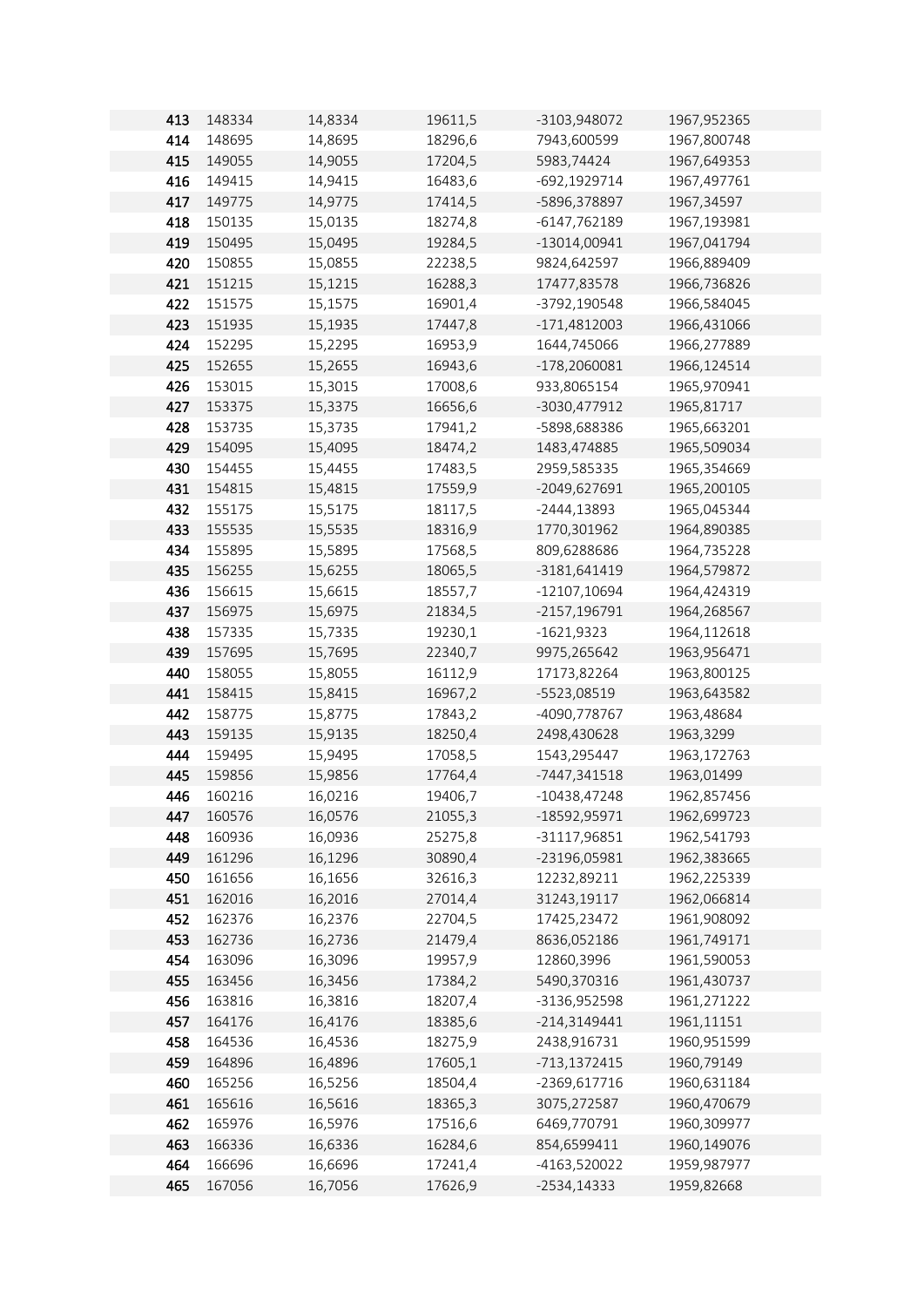| | | | | | |
|---|---|---|---|---|---|
| 413 | 148334 | 14,8334 | 19611,5 | -3103,948072 | 1967,952365 |
| 414 | 148695 | 14,8695 | 18296,6 | 7943,600599 | 1967,800748 |
| 415 | 149055 | 14,9055 | 17204,5 | 5983,74424 | 1967,649353 |
| 416 | 149415 | 14,9415 | 16483,6 | -692,1929714 | 1967,497761 |
| 417 | 149775 | 14,9775 | 17414,5 | -5896,378897 | 1967,34597 |
| 418 | 150135 | 15,0135 | 18274,8 | -6147,762189 | 1967,193981 |
| 419 | 150495 | 15,0495 | 19284,5 | -13014,00941 | 1967,041794 |
| 420 | 150855 | 15,0855 | 22238,5 | 9824,642597 | 1966,889409 |
| 421 | 151215 | 15,1215 | 16288,3 | 17477,83578 | 1966,736826 |
| 422 | 151575 | 15,1575 | 16901,4 | -3792,190548 | 1966,584045 |
| 423 | 151935 | 15,1935 | 17447,8 | -171,4812003 | 1966,431066 |
| 424 | 152295 | 15,2295 | 16953,9 | 1644,745066 | 1966,277889 |
| 425 | 152655 | 15,2655 | 16943,6 | -178,2060081 | 1966,124514 |
| 426 | 153015 | 15,3015 | 17008,6 | 933,8065154 | 1965,970941 |
| 427 | 153375 | 15,3375 | 16656,6 | -3030,477912 | 1965,81717 |
| 428 | 153735 | 15,3735 | 17941,2 | -5898,688386 | 1965,663201 |
| 429 | 154095 | 15,4095 | 18474,2 | 1483,474885 | 1965,509034 |
| 430 | 154455 | 15,4455 | 17483,5 | 2959,585335 | 1965,354669 |
| 431 | 154815 | 15,4815 | 17559,9 | -2049,627691 | 1965,200105 |
| 432 | 155175 | 15,5175 | 18117,5 | -2444,13893 | 1965,045344 |
| 433 | 155535 | 15,5535 | 18316,9 | 1770,301962 | 1964,890385 |
| 434 | 155895 | 15,5895 | 17568,5 | 809,6288686 | 1964,735228 |
| 435 | 156255 | 15,6255 | 18065,5 | -3181,641419 | 1964,579872 |
| 436 | 156615 | 15,6615 | 18557,7 | -12107,10694 | 1964,424319 |
| 437 | 156975 | 15,6975 | 21834,5 | -2157,196791 | 1964,268567 |
| 438 | 157335 | 15,7335 | 19230,1 | -1621,9323 | 1964,112618 |
| 439 | 157695 | 15,7695 | 22340,7 | 9975,265642 | 1963,956471 |
| 440 | 158055 | 15,8055 | 16112,9 | 17173,82264 | 1963,800125 |
| 441 | 158415 | 15,8415 | 16967,2 | -5523,08519 | 1963,643582 |
| 442 | 158775 | 15,8775 | 17843,2 | -4090,778767 | 1963,48684 |
| 443 | 159135 | 15,9135 | 18250,4 | 2498,430628 | 1963,3299 |
| 444 | 159495 | 15,9495 | 17058,5 | 1543,295447 | 1963,172763 |
| 445 | 159856 | 15,9856 | 17764,4 | -7447,341518 | 1963,01499 |
| 446 | 160216 | 16,0216 | 19406,7 | -10438,47248 | 1962,857456 |
| 447 | 160576 | 16,0576 | 21055,3 | -18592,95971 | 1962,699723 |
| 448 | 160936 | 16,0936 | 25275,8 | -31117,96851 | 1962,541793 |
| 449 | 161296 | 16,1296 | 30890,4 | -23196,05981 | 1962,383665 |
| 450 | 161656 | 16,1656 | 32616,3 | 12232,89211 | 1962,225339 |
| 451 | 162016 | 16,2016 | 27014,4 | 31243,19117 | 1962,066814 |
| 452 | 162376 | 16,2376 | 22704,5 | 17425,23472 | 1961,908092 |
| 453 | 162736 | 16,2736 | 21479,4 | 8636,052186 | 1961,749171 |
| 454 | 163096 | 16,3096 | 19957,9 | 12860,3996 | 1961,590053 |
| 455 | 163456 | 16,3456 | 17384,2 | 5490,370316 | 1961,430737 |
| 456 | 163816 | 16,3816 | 18207,4 | -3136,952598 | 1961,271222 |
| 457 | 164176 | 16,4176 | 18385,6 | -214,3149441 | 1961,11151 |
| 458 | 164536 | 16,4536 | 18275,9 | 2438,916731 | 1960,951599 |
| 459 | 164896 | 16,4896 | 17605,1 | -713,1372415 | 1960,79149 |
| 460 | 165256 | 16,5256 | 18504,4 | -2369,617716 | 1960,631184 |
| 461 | 165616 | 16,5616 | 18365,3 | 3075,272587 | 1960,470679 |
| 462 | 165976 | 16,5976 | 17516,6 | 6469,770791 | 1960,309977 |
| 463 | 166336 | 16,6336 | 16284,6 | 854,6599411 | 1960,149076 |
| 464 | 166696 | 16,6696 | 17241,4 | -4163,520022 | 1959,987977 |
| 465 | 167056 | 16,7056 | 17626,9 | -2534,14333 | 1959,82668 |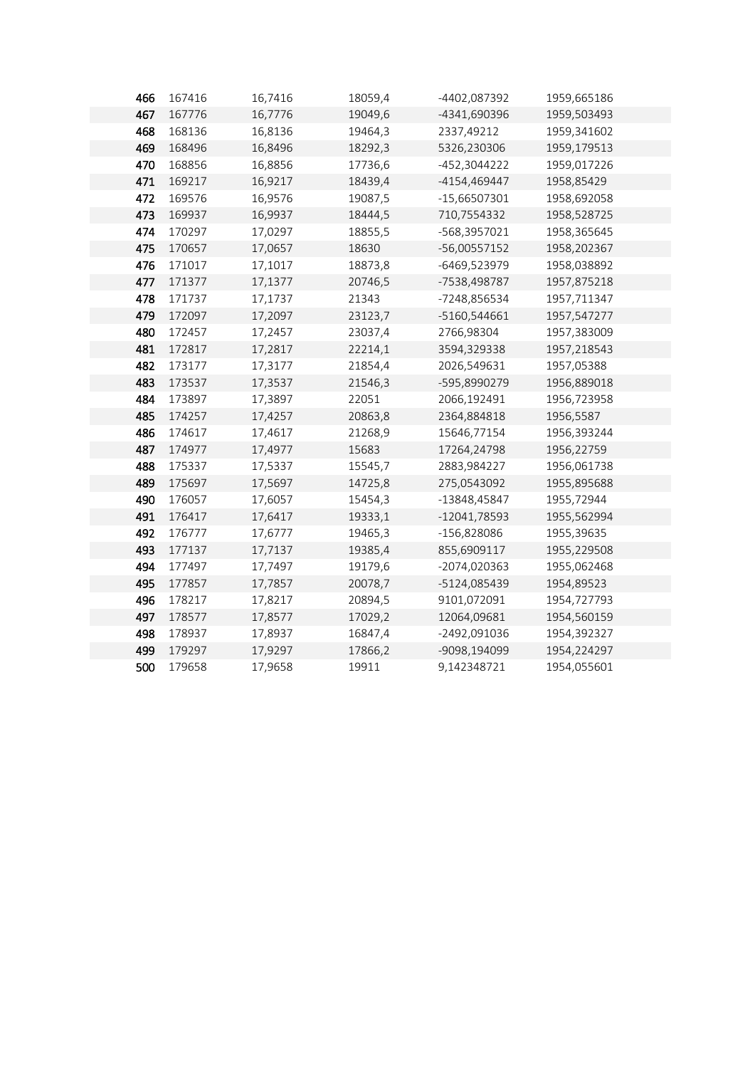| | | | | | |
|---|---|---|---|---|---|
| **466** | 167416 | 16,7416 | 18059,4 | -4402,087392 | 1959,665186 |
| **467** | 167776 | 16,7776 | 19049,6 | -4341,690396 | 1959,503493 |
| **468** | 168136 | 16,8136 | 19464,3 | 2337,49212 | 1959,341602 |
| **469** | 168496 | 16,8496 | 18292,3 | 5326,230306 | 1959,179513 |
| **470** | 168856 | 16,8856 | 17736,6 | -452,3044222 | 1959,017226 |
| **471** | 169217 | 16,9217 | 18439,4 | -4154,469447 | 1958,85429 |
| **472** | 169576 | 16,9576 | 19087,5 | -15,66507301 | 1958,692058 |
| **473** | 169937 | 16,9937 | 18444,5 | 710,7554332 | 1958,528725 |
| **474** | 170297 | 17,0297 | 18855,5 | -568,3957021 | 1958,365645 |
| **475** | 170657 | 17,0657 | 18630 | -56,00557152 | 1958,202367 |
| **476** | 171017 | 17,1017 | 18873,8 | -6469,523979 | 1958,038892 |
| **477** | 171377 | 17,1377 | 20746,5 | -7538,498787 | 1957,875218 |
| **478** | 171737 | 17,1737 | 21343 | -7248,856534 | 1957,711347 |
| **479** | 172097 | 17,2097 | 23123,7 | -5160,544661 | 1957,547277 |
| **480** | 172457 | 17,2457 | 23037,4 | 2766,98304 | 1957,383009 |
| **481** | 172817 | 17,2817 | 22214,1 | 3594,329338 | 1957,218543 |
| **482** | 173177 | 17,3177 | 21854,4 | 2026,549631 | 1957,05388 |
| **483** | 173537 | 17,3537 | 21546,3 | -595,8990279 | 1956,889018 |
| **484** | 173897 | 17,3897 | 22051 | 2066,192491 | 1956,723958 |
| **485** | 174257 | 17,4257 | 20863,8 | 2364,884818 | 1956,5587 |
| **486** | 174617 | 17,4617 | 21268,9 | 15646,77154 | 1956,393244 |
| **487** | 174977 | 17,4977 | 15683 | 17264,24798 | 1956,22759 |
| **488** | 175337 | 17,5337 | 15545,7 | 2883,984227 | 1956,061738 |
| **489** | 175697 | 17,5697 | 14725,8 | 275,0543092 | 1955,895688 |
| **490** | 176057 | 17,6057 | 15454,3 | -13848,45847 | 1955,72944 |
| **491** | 176417 | 17,6417 | 19333,1 | -12041,78593 | 1955,562994 |
| **492** | 176777 | 17,6777 | 19465,3 | -156,828086 | 1955,39635 |
| **493** | 177137 | 17,7137 | 19385,4 | 855,6909117 | 1955,229508 |
| **494** | 177497 | 17,7497 | 19179,6 | -2074,020363 | 1955,062468 |
| **495** | 177857 | 17,7857 | 20078,7 | -5124,085439 | 1954,89523 |
| **496** | 178217 | 17,8217 | 20894,5 | 9101,072091 | 1954,727793 |
| **497** | 178577 | 17,8577 | 17029,2 | 12064,09681 | 1954,560159 |
| **498** | 178937 | 17,8937 | 16847,4 | -2492,091036 | 1954,392327 |
| **499** | 179297 | 17,9297 | 17866,2 | -9098,194099 | 1954,224297 |
| **500** | 179658 | 17,9658 | 19911 | 9,142348721 | 1954,055601 |